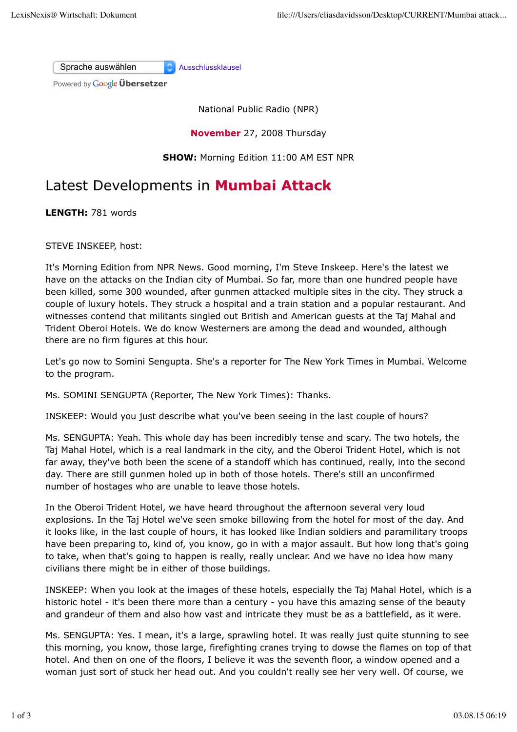National Public Radio (NPR)

**November** 27, 2008 Thursday

**SHOW:** Morning Edition 11:00 AM EST NPR

# Latest Developments in **Mumbai Attack**

**LENGTH:** 781 words

STEVE INSKEEP, host:

It's Morning Edition from NPR News. Good morning, I'm Steve Inskeep. Here's the latest we have on the attacks on the Indian city of Mumbai. So far, more than one hundred people have been killed, some 300 wounded, after gunmen attacked multiple sites in the city. They struck a couple of luxury hotels. They struck a hospital and a train station and a popular restaurant. And witnesses contend that militants singled out British and American guests at the Taj Mahal and Trident Oberoi Hotels. We do know Westerners are among the dead and wounded, although there are no firm figures at this hour.

Let's go now to Somini Sengupta. She's a reporter for The New York Times in Mumbai. Welcome to the program.

Ms. SOMINI SENGUPTA (Reporter, The New York Times): Thanks.

INSKEEP: Would you just describe what you've been seeing in the last couple of hours?

Ms. SENGUPTA: Yeah. This whole day has been incredibly tense and scary. The two hotels, the Taj Mahal Hotel, which is a real landmark in the city, and the Oberoi Trident Hotel, which is not far away, they've both been the scene of a standoff which has continued, really, into the second day. There are still gunmen holed up in both of those hotels. There's still an unconfirmed number of hostages who are unable to leave those hotels.

In the Oberoi Trident Hotel, we have heard throughout the afternoon several very loud explosions. In the Taj Hotel we've seen smoke billowing from the hotel for most of the day. And it looks like, in the last couple of hours, it has looked like Indian soldiers and paramilitary troops have been preparing to, kind of, you know, go in with a major assault. But how long that's going to take, when that's going to happen is really, really unclear. And we have no idea how many civilians there might be in either of those buildings.

INSKEEP: When you look at the images of these hotels, especially the Taj Mahal Hotel, which is a historic hotel - it's been there more than a century - you have this amazing sense of the beauty and grandeur of them and also how vast and intricate they must be as a battlefield, as it were.

Ms. SENGUPTA: Yes. I mean, it's a large, sprawling hotel. It was really just quite stunning to see this morning, you know, those large, firefighting cranes trying to dowse the flames on top of that hotel. And then on one of the floors, I believe it was the seventh floor, a window opened and a woman just sort of stuck her head out. And you couldn't really see her very well. Of course, we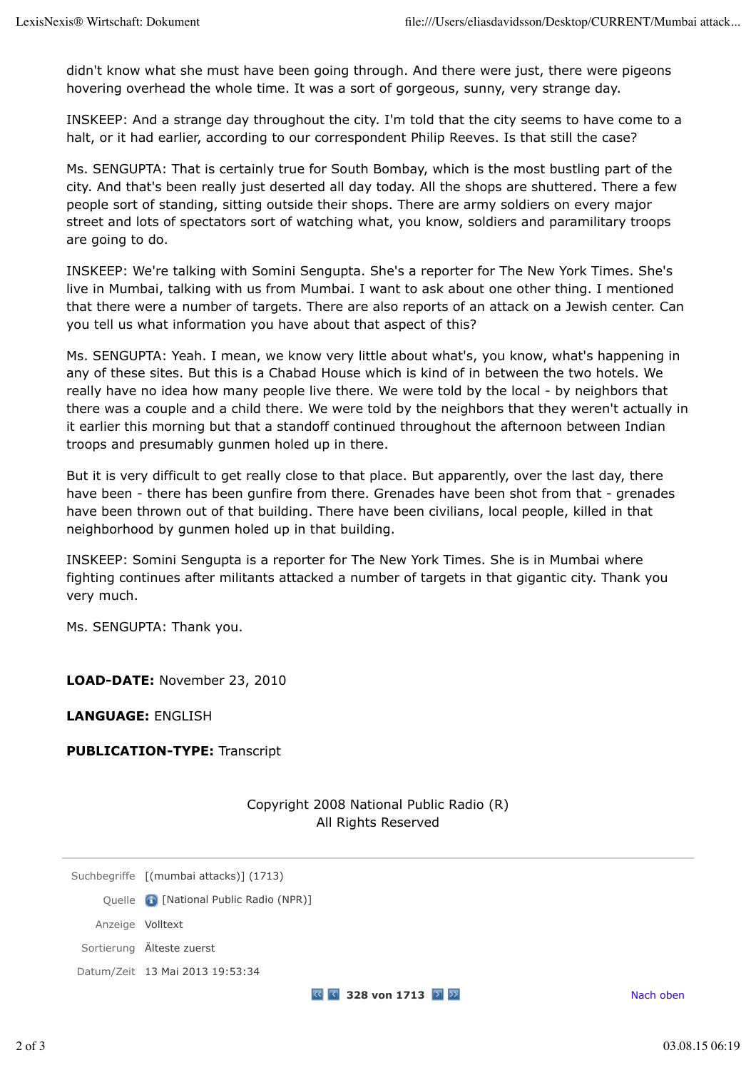didn't know what she must have been going through. And there were just, there were pigeons hovering overhead the whole time. It was a sort of gorgeous, sunny, very strange day.

INSKEEP: And a strange day throughout the city. I'm told that the city seems to have come to a halt, or it had earlier, according to our correspondent Philip Reeves. Is that still the case?

Ms. SENGUPTA: That is certainly true for South Bombay, which is the most bustling part of the city. And that's been really just deserted all day today. All the shops are shuttered. There a few people sort of standing, sitting outside their shops. There are army soldiers on every major street and lots of spectators sort of watching what, you know, soldiers and paramilitary troops are going to do.

INSKEEP: We're talking with Somini Sengupta. She's a reporter for The New York Times. She's live in Mumbai, talking with us from Mumbai. I want to ask about one other thing. I mentioned that there were a number of targets. There are also reports of an attack on a Jewish center. Can you tell us what information you have about that aspect of this?

Ms. SENGUPTA: Yeah. I mean, we know very little about what's, you know, what's happening in any of these sites. But this is a Chabad House which is kind of in between the two hotels. We really have no idea how many people live there. We were told by the local - by neighbors that there was a couple and a child there. We were told by the neighbors that they weren't actually in it earlier this morning but that a standoff continued throughout the afternoon between Indian troops and presumably gunmen holed up in there.

But it is very difficult to get really close to that place. But apparently, over the last day, there have been - there has been gunfire from there. Grenades have been shot from that - grenades have been thrown out of that building. There have been civilians, local people, killed in that neighborhood by gunmen holed up in that building.

INSKEEP: Somini Sengupta is a reporter for The New York Times. She is in Mumbai where fighting continues after militants attacked a number of targets in that gigantic city. Thank you very much.

Ms. SENGUPTA: Thank you.

**LOAD-DATE:** November 23, 2010

**LANGUAGE:** ENGLISH

**PUBLICATION-TYPE:** Transcript

Copyright 2008 National Public Radio (R)
All Rights Reserved

| | |
|---|---|
| Suchbegriffe | [(mumbai attacks)] (1713) |
| Quelle | [National Public Radio (NPR)] |
| Anzeige | Volltext |
| Sortierung | Älteste zuerst |
| Datum/Zeit | 13 Mai 2013 19:53:34 |

328 von 1713

Nach oben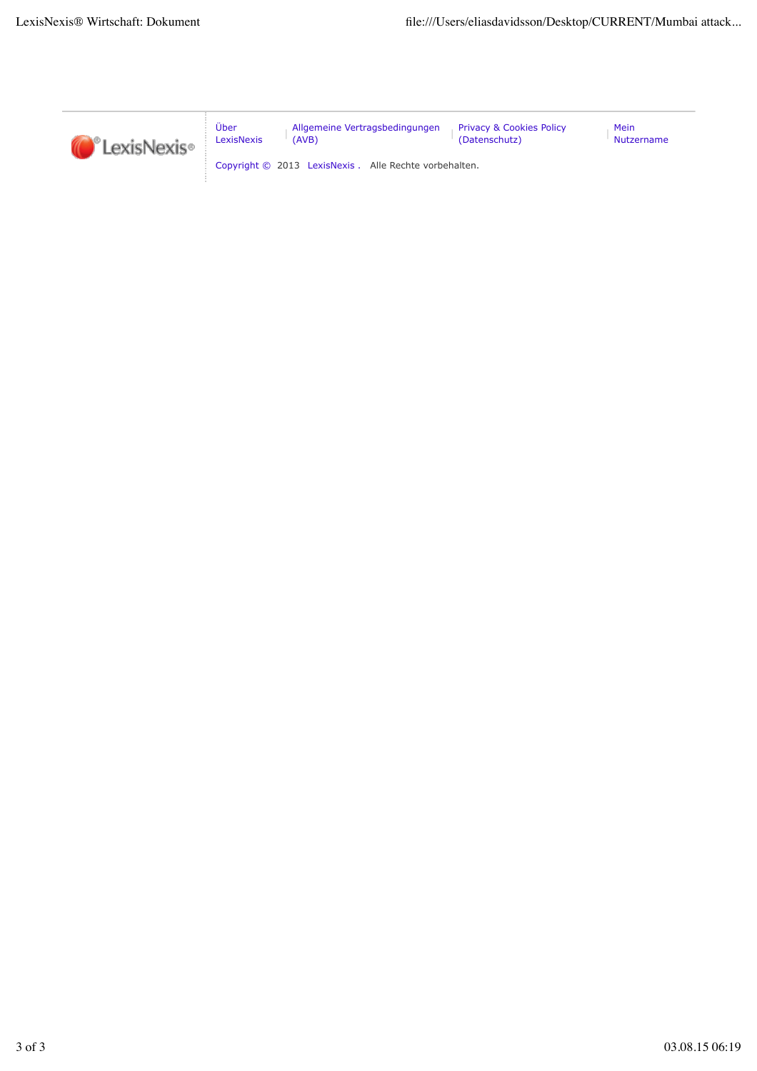Über LexisNexis | Allgemeine Vertragsbedingungen (AVB) | Privacy & Cookies Policy (Datenschutz) | Mein Nutzername

Copyright © 2013 LexisNexis. Alle Rechte vorbehalten.